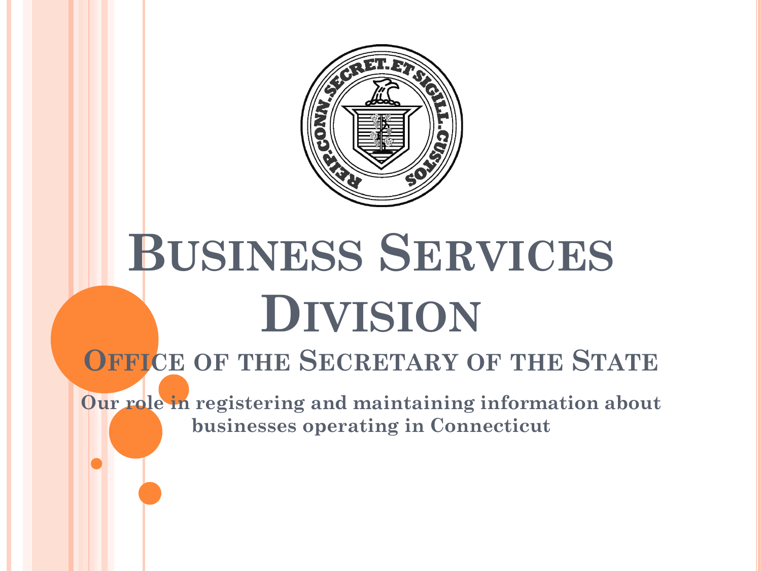# Business Services Division

## Office of the Secretary of the State

**Our role in registering and maintaining information about businesses operating in Connecticut**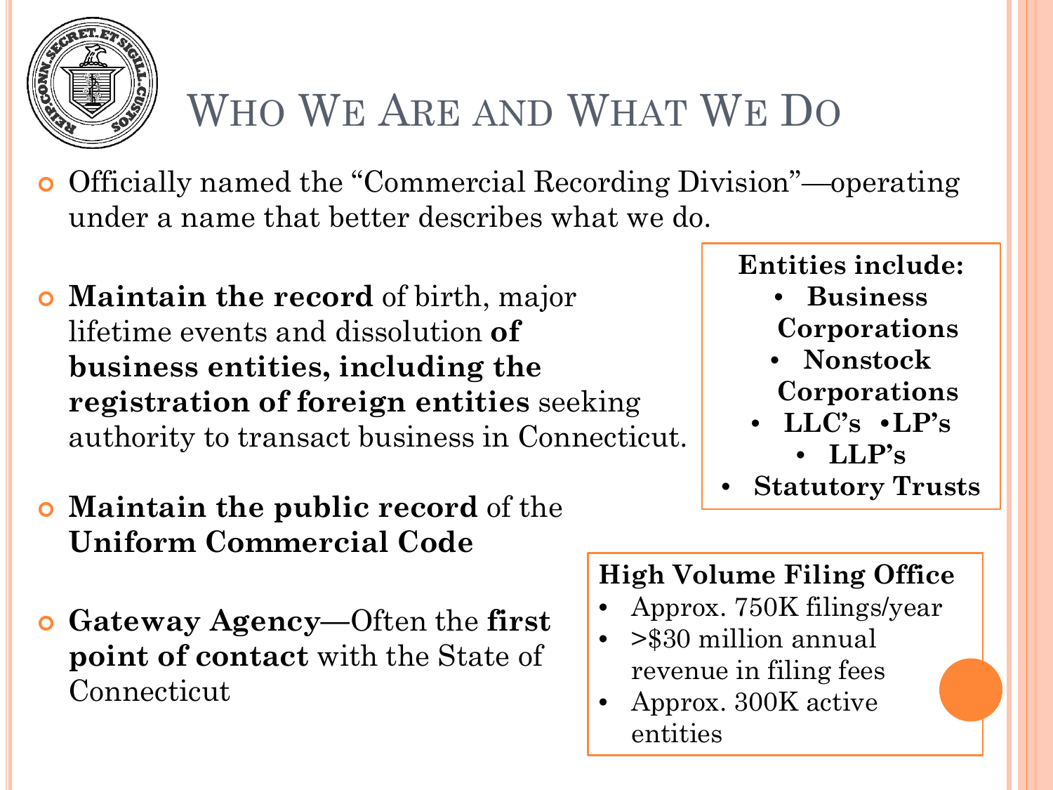# Who We Are and What We Do

- Officially named the "Commercial Recording Division"—operating under a name that better describes what we do.
- **Maintain the record** of birth, major lifetime events and dissolution **of business entities, including the registration of foreign entities** seeking authority to transact business in Connecticut.
- **Maintain the public record** of the **Uniform Commercial Code**
- **Gateway Agency**—Often the **first point of contact** with the State of Connecticut

**Entities include:**

- **Business Corporations**
- **Nonstock Corporations**
- **LLC's**
- **LP's**
- **LLP's**
- **Statutory Trusts**

**High Volume Filing Office**

- Approx. 750K filings/year
- >$30 million annual revenue in filing fees
- Approx. 300K active entities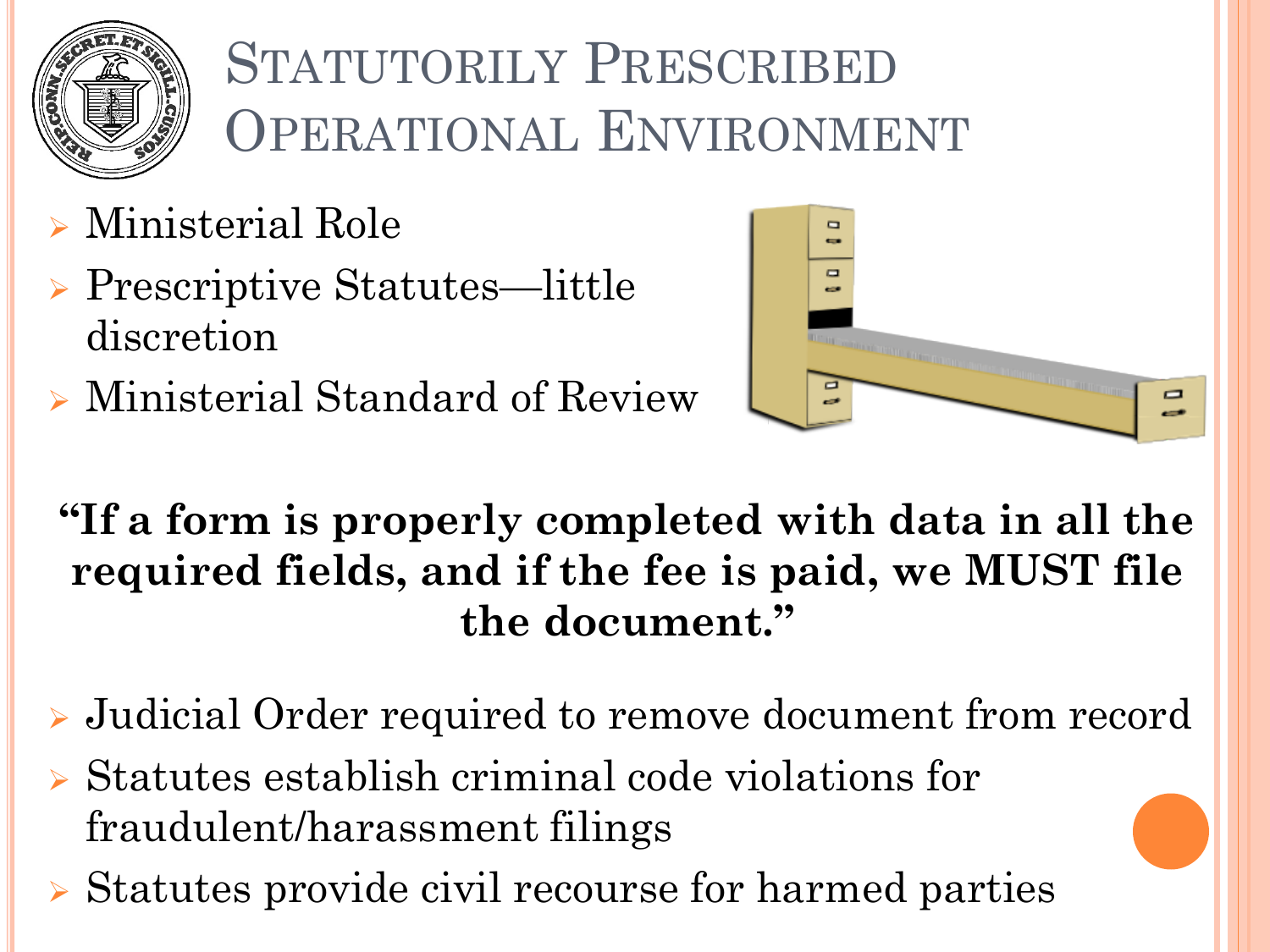# Statutorily Prescribed Operational Environment

- Ministerial Role
- Prescriptive Statutes—little discretion
- Ministerial Standard of Review

**"If a form is properly completed with data in all the required fields, and if the fee is paid, we MUST file the document."**

- Judicial Order required to remove document from record
- Statutes establish criminal code violations for fraudulent/harassment filings
- Statutes provide civil recourse for harmed parties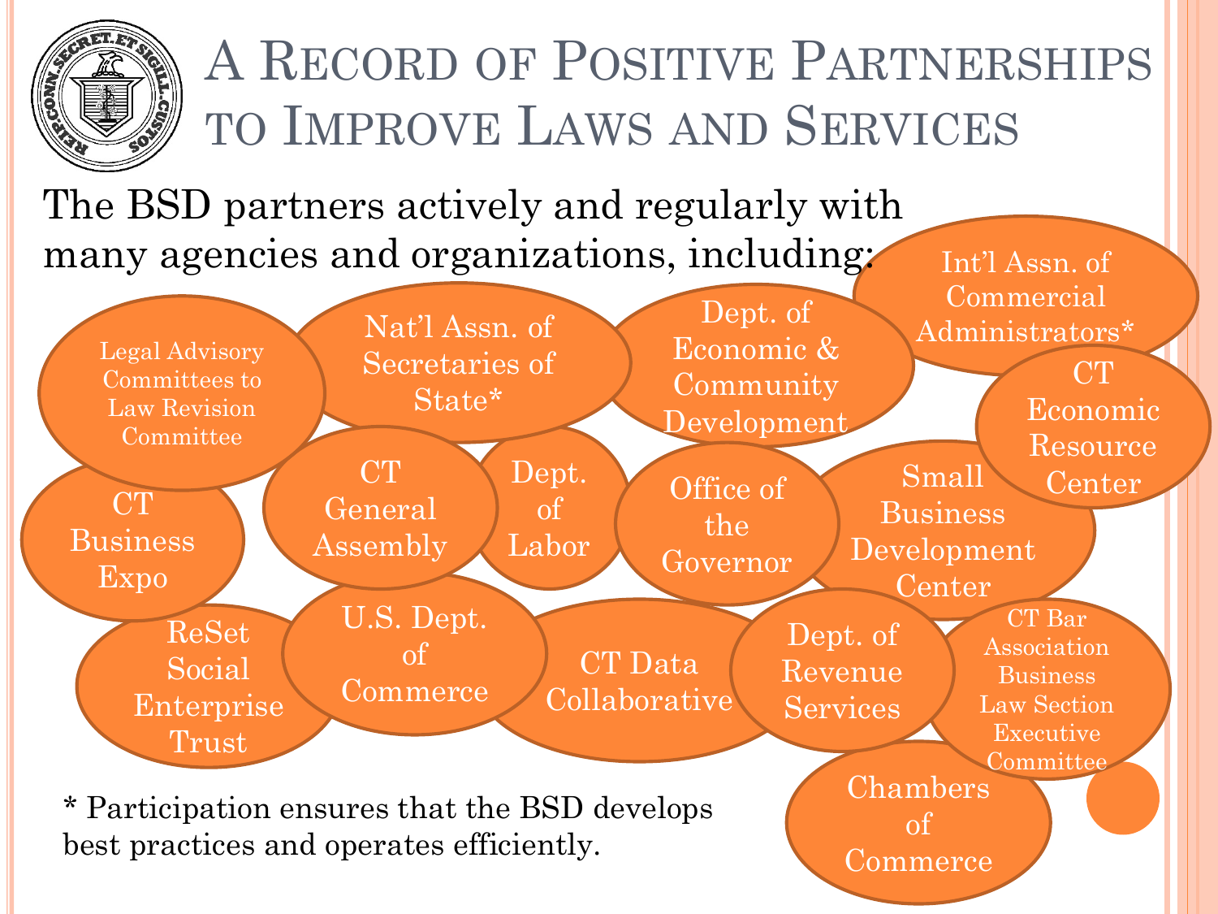# A Record of Positive Partnerships to Improve Laws and Services

The BSD partners actively and regularly with many agencies and organizations, including:

- Legal Advisory Committees to Law Revision Committee
- Nat'l Assn. of Secretaries of State*
- Dept. of Economic & Community Development
- Int'l Assn. of Commercial Administrators*
- CT Economic Resource Center
- CT Business Expo
- CT General Assembly
- Dept. of Labor
- Office of the Governor
- Small Business Development Center
- ReSet Social Enterprise Trust
- U.S. Dept. of Commerce
- CT Data Collaborative
- Dept. of Revenue Services
- CT Bar Association Business Law Section Executive Committee
- Chambers of Commerce

* Participation ensures that the BSD develops best practices and operates efficiently.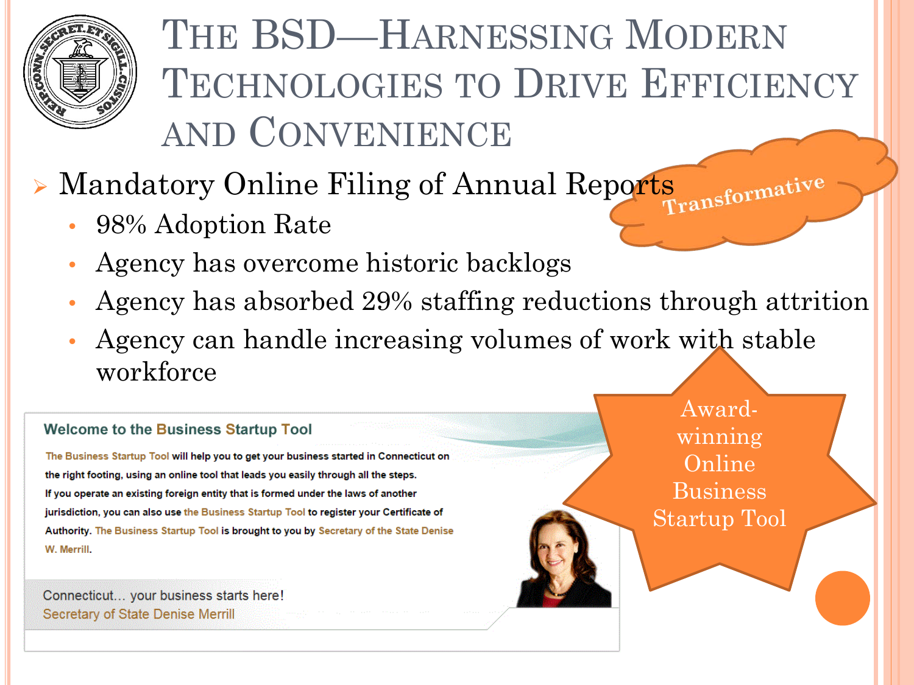# The BSD—Harnessing Modern Technologies to Drive Efficiency and Convenience

- Mandatory Online Filing of Annual Reports
  - 98% Adoption Rate
  - Agency has overcome historic backlogs
  - Agency has absorbed 29% staffing reductions through attrition
  - Agency can handle increasing volumes of work with stable workforce

Transformative

**Welcome to the Business Startup Tool**

The Business Startup Tool will help you to get your business started in Connecticut on the right footing, using an online tool that leads you easily through all the steps.

If you operate an existing foreign entity that is formed under the laws of another jurisdiction, you can also use the Business Startup Tool to register your Certificate of Authority. The Business Startup Tool is brought to you by Secretary of the State Denise W. Merrill.

Connecticut… your business starts here!
Secretary of State Denise Merrill

Award-winning Online Business Startup Tool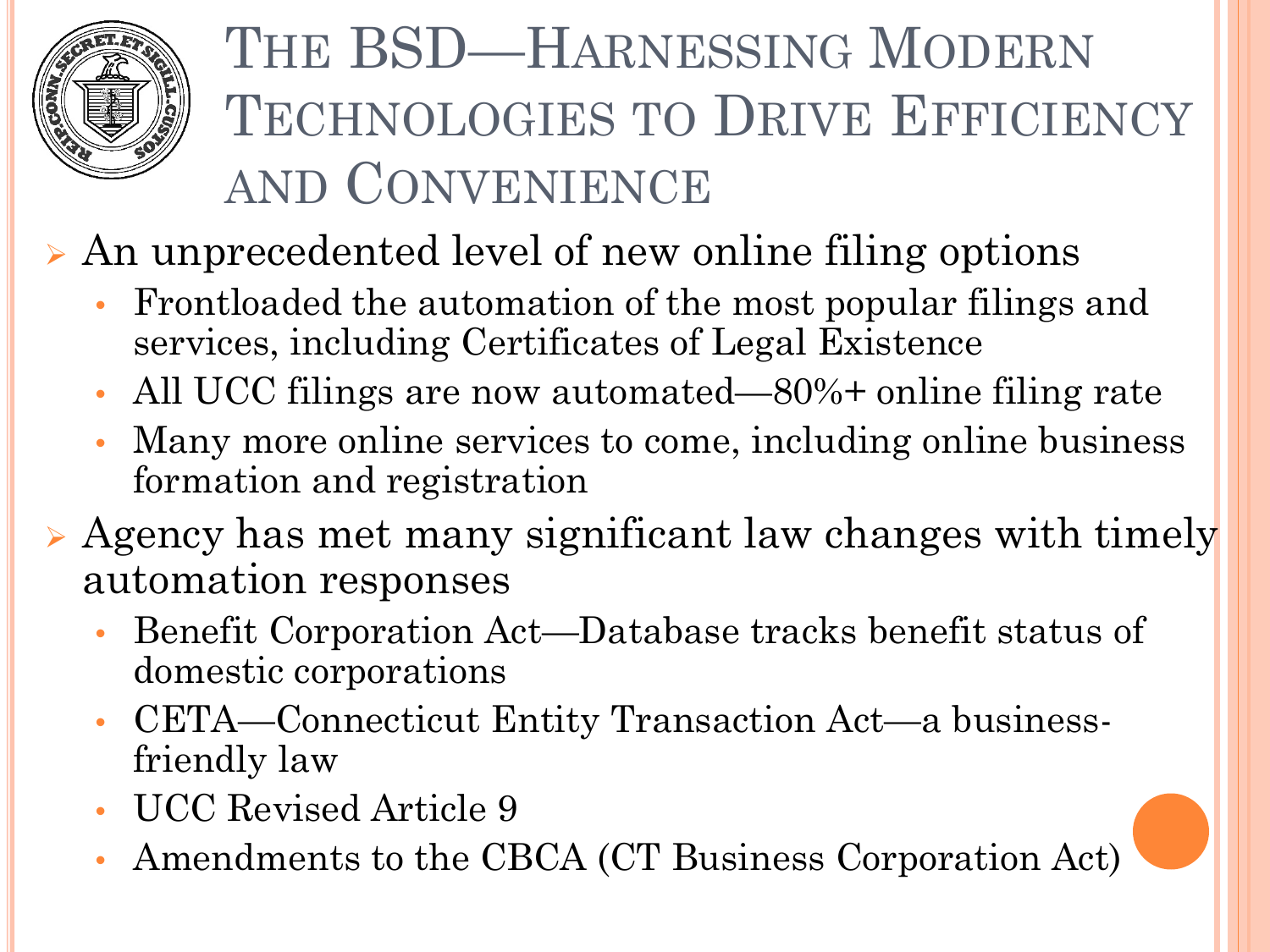# The BSD—Harnessing Modern Technologies to Drive Efficiency and Convenience

- An unprecedented level of new online filing options
  - Frontloaded the automation of the most popular filings and services, including Certificates of Legal Existence
  - All UCC filings are now automated—80%+ online filing rate
  - Many more online services to come, including online business formation and registration
- Agency has met many significant law changes with timely automation responses
  - Benefit Corporation Act—Database tracks benefit status of domestic corporations
  - CETA—Connecticut Entity Transaction Act—a business-friendly law
  - UCC Revised Article 9
  - Amendments to the CBCA (CT Business Corporation Act)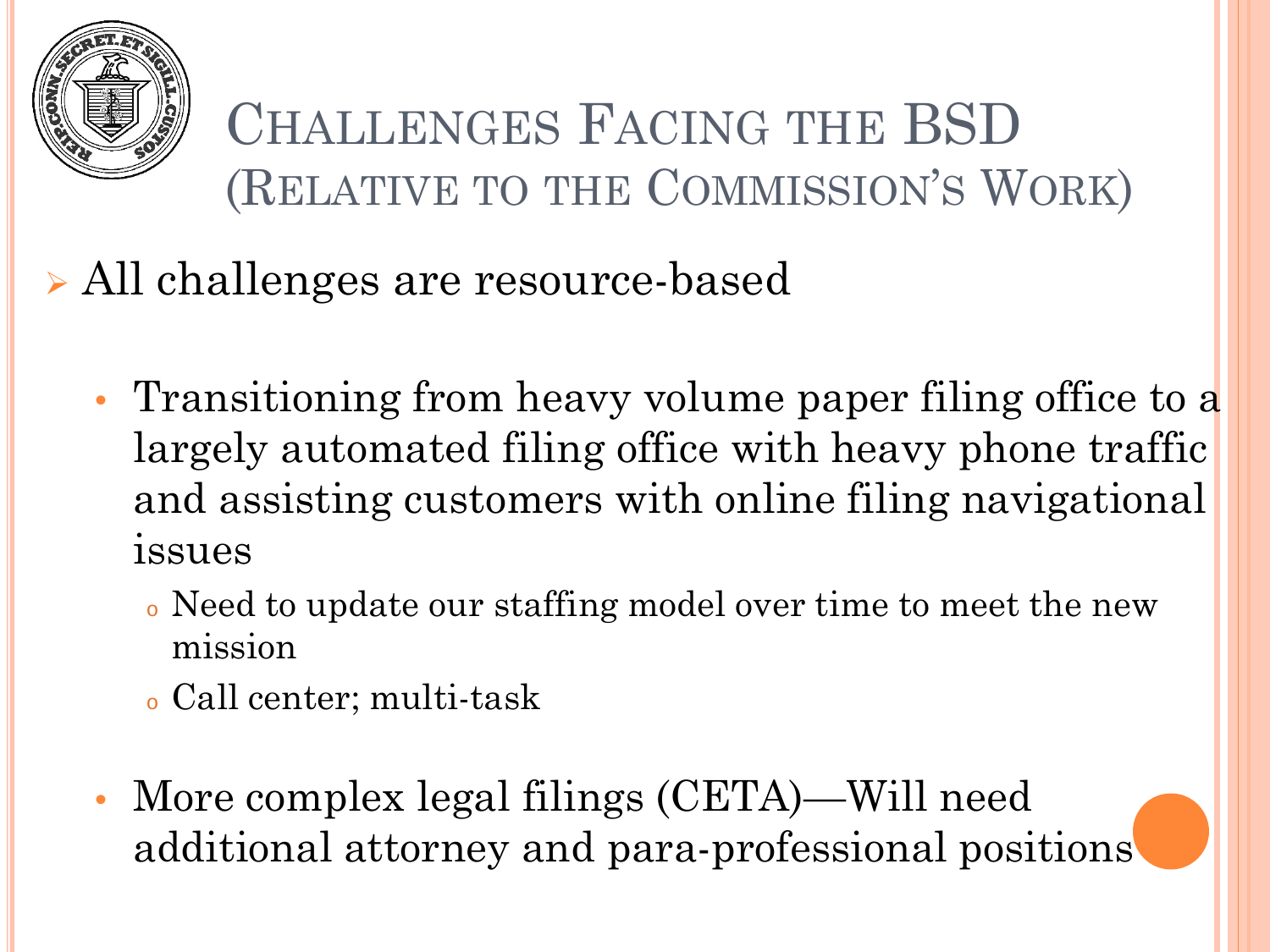# Challenges Facing the BSD (Relative to the Commission's Work)

- All challenges are resource-based
  - Transitioning from heavy volume paper filing office to a largely automated filing office with heavy phone traffic and assisting customers with online filing navigational issues
    - Need to update our staffing model over time to meet the new mission
    - Call center; multi-task
  - More complex legal filings (CETA)—Will need additional attorney and para-professional positions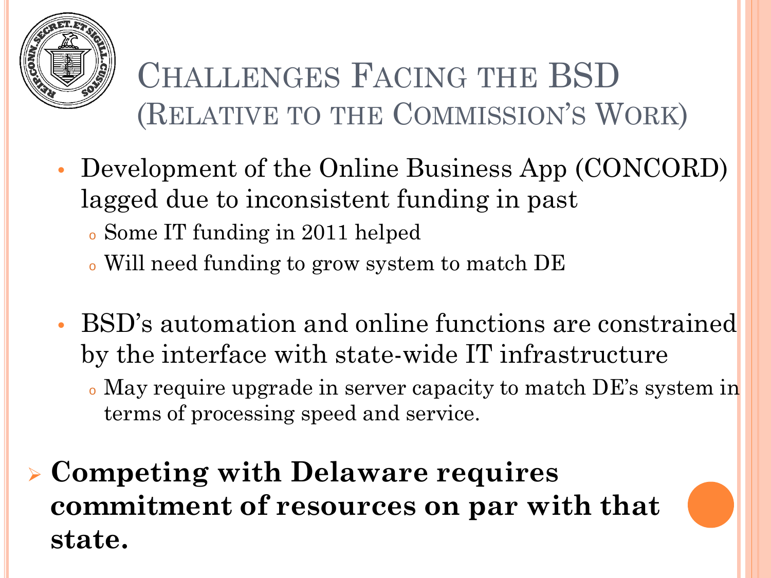# Challenges Facing the BSD (Relative to the Commission's Work)

- Development of the Online Business App (CONCORD) lagged due to inconsistent funding in past
  - Some IT funding in 2011 helped
  - Will need funding to grow system to match DE
- BSD's automation and online functions are constrained by the interface with state-wide IT infrastructure
  - May require upgrade in server capacity to match DE's system in terms of processing speed and service.

➢ **Competing with Delaware requires commitment of resources on par with that state.**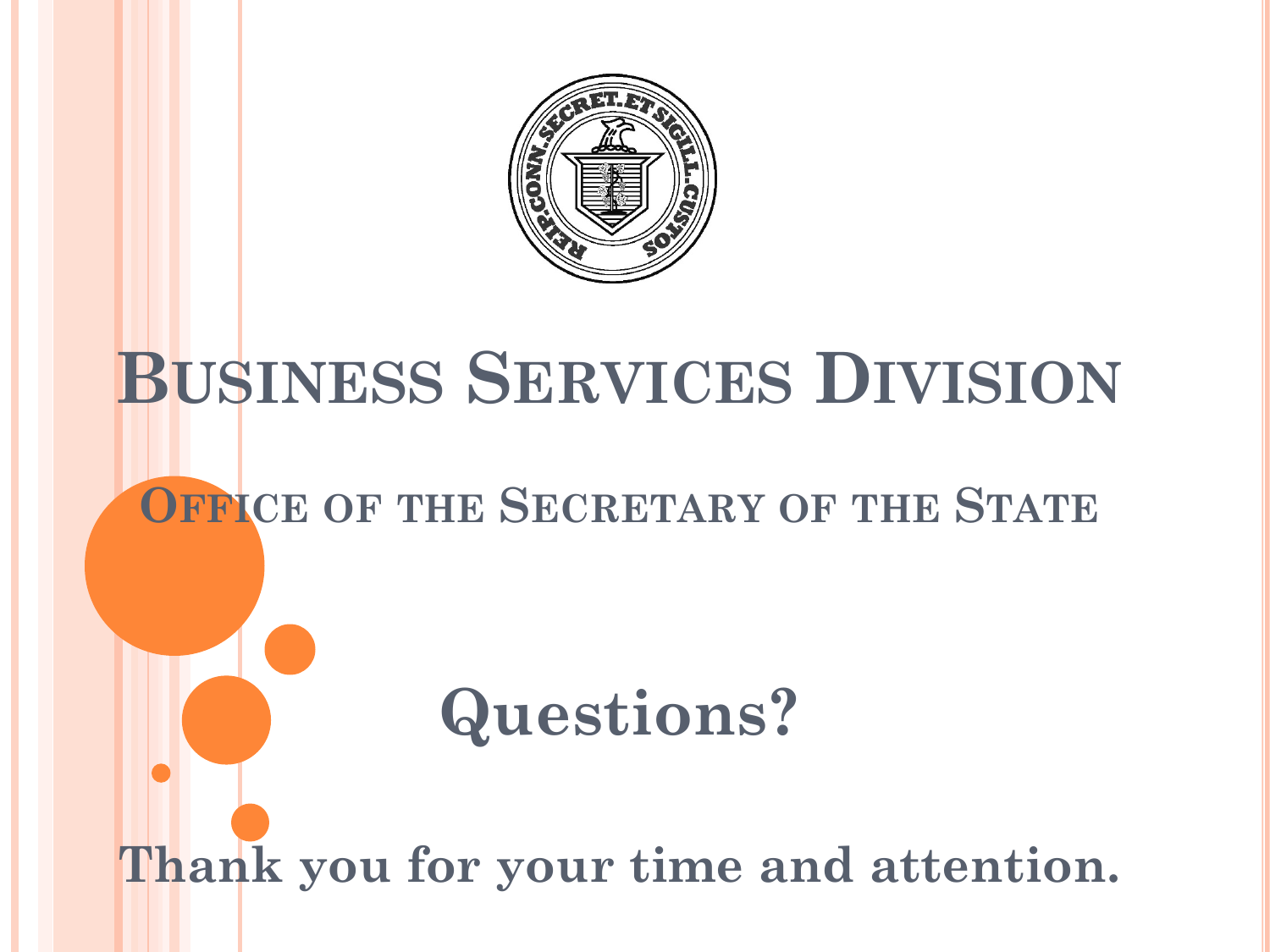# Business Services Division

## Office of the Secretary of the State

# Questions?

**Thank you for your time and attention.**